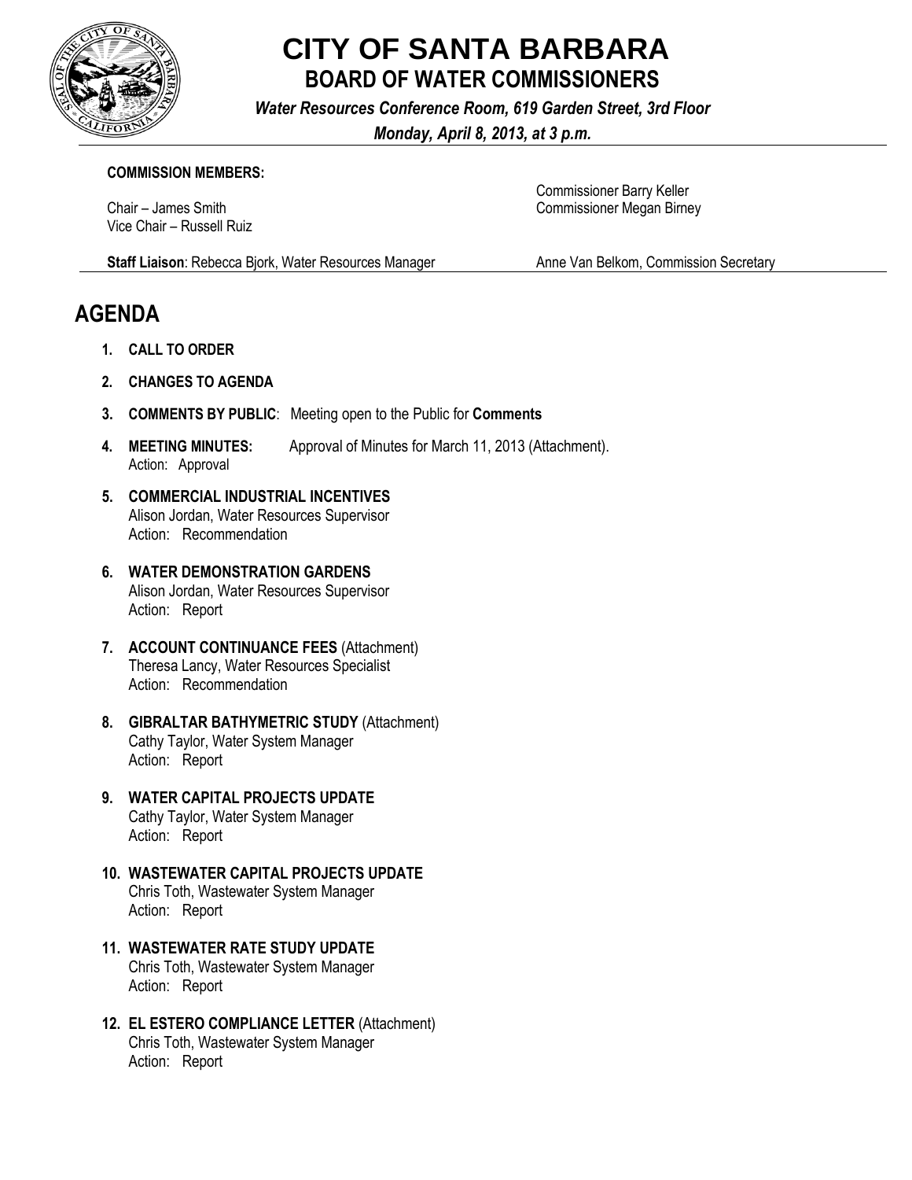# CITY OF SANTA BARBARA
## BOARD OF WATER COMMISSIONERS

*Water Resources Conference Room, 619 Garden Street, 3rd Floor*

*Monday, April 8, 2013, at 3 p.m.*

**COMMISSION MEMBERS:**

Chair – James Smith
Vice Chair – Russell Ruiz

Commissioner Barry Keller
Commissioner Megan Birney

**Staff Liaison**: Rebecca Bjork, Water Resources Manager

Anne Van Belkom, Commission Secretary

# AGENDA

1. **CALL TO ORDER**

2. **CHANGES TO AGENDA**

3. **COMMENTS BY PUBLIC**: Meeting open to the Public for **Comments**

4. **MEETING MINUTES:** Approval of Minutes for March 11, 2013 (Attachment).
   Action: Approval

5. **COMMERCIAL INDUSTRIAL INCENTIVES**
   Alison Jordan, Water Resources Supervisor
   Action: Recommendation

6. **WATER DEMONSTRATION GARDENS**
   Alison Jordan, Water Resources Supervisor
   Action: Report

7. **ACCOUNT CONTINUANCE FEES** (Attachment)
   Theresa Lancy, Water Resources Specialist
   Action: Recommendation

8. **GIBRALTAR BATHYMETRIC STUDY** (Attachment)
   Cathy Taylor, Water System Manager
   Action: Report

9. **WATER CAPITAL PROJECTS UPDATE**
   Cathy Taylor, Water System Manager
   Action: Report

10. **WASTEWATER CAPITAL PROJECTS UPDATE**
    Chris Toth, Wastewater System Manager
    Action: Report

11. **WASTEWATER RATE STUDY UPDATE**
    Chris Toth, Wastewater System Manager
    Action: Report

12. **EL ESTERO COMPLIANCE LETTER** (Attachment)
    Chris Toth, Wastewater System Manager
    Action: Report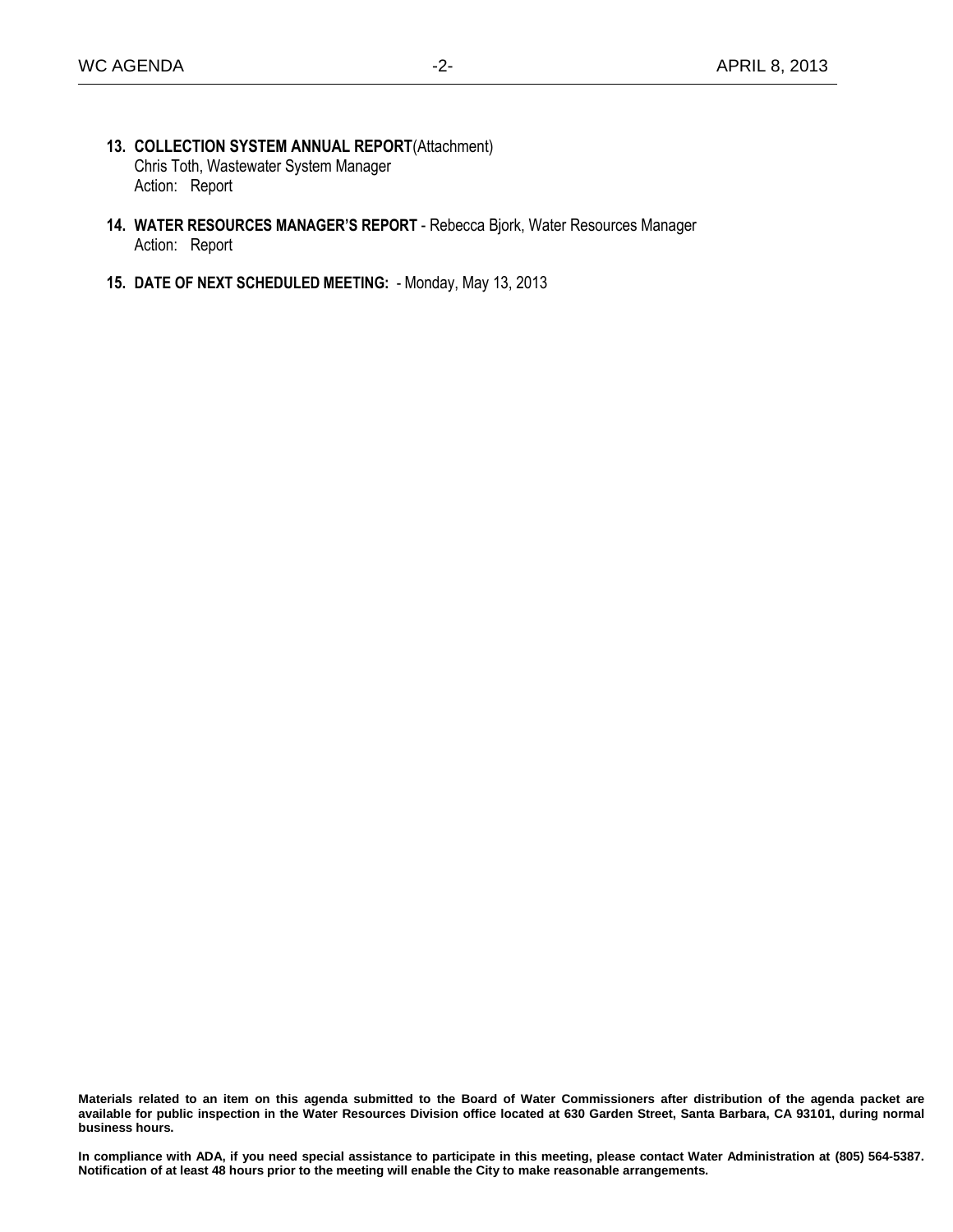**13. COLLECTION SYSTEM ANNUAL REPORT**(Attachment)
Chris Toth, Wastewater System Manager
Action: Report

**14. WATER RESOURCES MANAGER'S REPORT** - Rebecca Bjork, Water Resources Manager
Action: Report

**15. DATE OF NEXT SCHEDULED MEETING:** - Monday, May 13, 2013

**Materials related to an item on this agenda submitted to the Board of Water Commissioners after distribution of the agenda packet are available for public inspection in the Water Resources Division office located at 630 Garden Street, Santa Barbara, CA 93101, during normal business hours.**

**In compliance with ADA, if you need special assistance to participate in this meeting, please contact Water Administration at (805) 564-5387. Notification of at least 48 hours prior to the meeting will enable the City to make reasonable arrangements.**